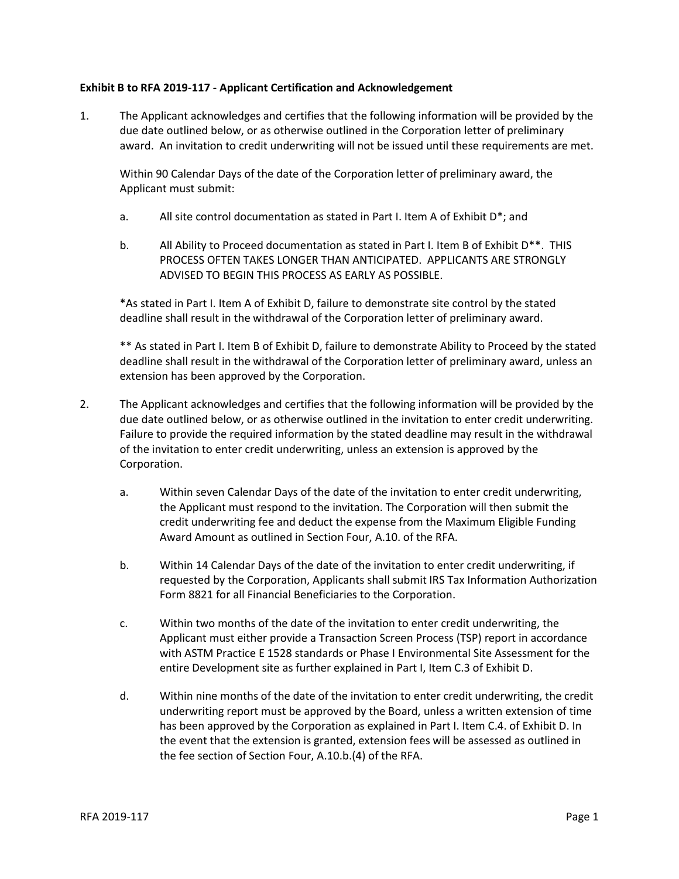**Exhibit B to RFA 2019-117 - Applicant Certification and Acknowledgement**

1. The Applicant acknowledges and certifies that the following information will be provided by the due date outlined below, or as otherwise outlined in the Corporation letter of preliminary award. An invitation to credit underwriting will not be issued until these requirements are met.

   Within 90 Calendar Days of the date of the Corporation letter of preliminary award, the Applicant must submit:

   a. All site control documentation as stated in Part I. Item A of Exhibit D*; and

   b. All Ability to Proceed documentation as stated in Part I. Item B of Exhibit D**. THIS PROCESS OFTEN TAKES LONGER THAN ANTICIPATED. APPLICANTS ARE STRONGLY ADVISED TO BEGIN THIS PROCESS AS EARLY AS POSSIBLE.

   *As stated in Part I. Item A of Exhibit D, failure to demonstrate site control by the stated deadline shall result in the withdrawal of the Corporation letter of preliminary award.

   ** As stated in Part I. Item B of Exhibit D, failure to demonstrate Ability to Proceed by the stated deadline shall result in the withdrawal of the Corporation letter of preliminary award, unless an extension has been approved by the Corporation.

2. The Applicant acknowledges and certifies that the following information will be provided by the due date outlined below, or as otherwise outlined in the invitation to enter credit underwriting. Failure to provide the required information by the stated deadline may result in the withdrawal of the invitation to enter credit underwriting, unless an extension is approved by the Corporation.

   a. Within seven Calendar Days of the date of the invitation to enter credit underwriting, the Applicant must respond to the invitation. The Corporation will then submit the credit underwriting fee and deduct the expense from the Maximum Eligible Funding Award Amount as outlined in Section Four, A.10. of the RFA.

   b. Within 14 Calendar Days of the date of the invitation to enter credit underwriting, if requested by the Corporation, Applicants shall submit IRS Tax Information Authorization Form 8821 for all Financial Beneficiaries to the Corporation.

   c. Within two months of the date of the invitation to enter credit underwriting, the Applicant must either provide a Transaction Screen Process (TSP) report in accordance with ASTM Practice E 1528 standards or Phase I Environmental Site Assessment for the entire Development site as further explained in Part I, Item C.3 of Exhibit D.

   d. Within nine months of the date of the invitation to enter credit underwriting, the credit underwriting report must be approved by the Board, unless a written extension of time has been approved by the Corporation as explained in Part I. Item C.4. of Exhibit D. In the event that the extension is granted, extension fees will be assessed as outlined in the fee section of Section Four, A.10.b.(4) of the RFA.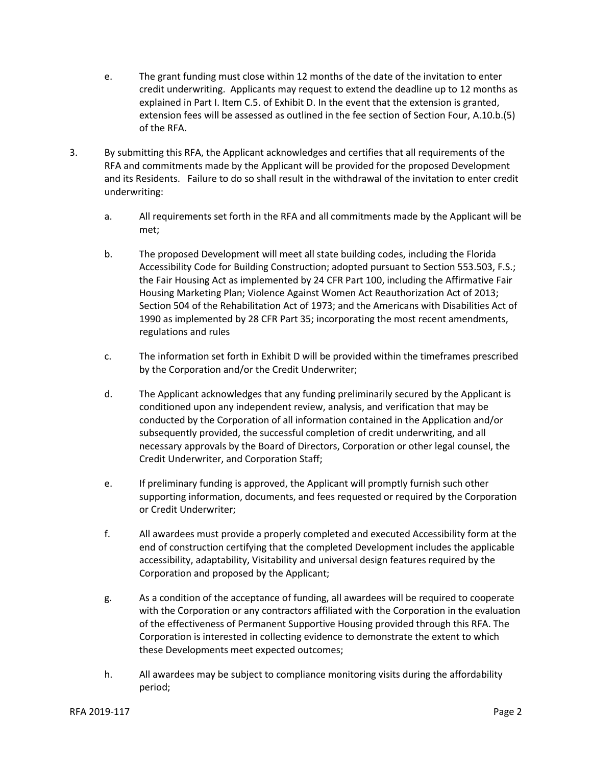e. The grant funding must close within 12 months of the date of the invitation to enter credit underwriting. Applicants may request to extend the deadline up to 12 months as explained in Part I. Item C.5. of Exhibit D. In the event that the extension is granted, extension fees will be assessed as outlined in the fee section of Section Four, A.10.b.(5) of the RFA.

3. By submitting this RFA, the Applicant acknowledges and certifies that all requirements of the RFA and commitments made by the Applicant will be provided for the proposed Development and its Residents. Failure to do so shall result in the withdrawal of the invitation to enter credit underwriting:

   a. All requirements set forth in the RFA and all commitments made by the Applicant will be met;

   b. The proposed Development will meet all state building codes, including the Florida Accessibility Code for Building Construction; adopted pursuant to Section 553.503, F.S.; the Fair Housing Act as implemented by 24 CFR Part 100, including the Affirmative Fair Housing Marketing Plan; Violence Against Women Act Reauthorization Act of 2013; Section 504 of the Rehabilitation Act of 1973; and the Americans with Disabilities Act of 1990 as implemented by 28 CFR Part 35; incorporating the most recent amendments, regulations and rules

   c. The information set forth in Exhibit D will be provided within the timeframes prescribed by the Corporation and/or the Credit Underwriter;

   d. The Applicant acknowledges that any funding preliminarily secured by the Applicant is conditioned upon any independent review, analysis, and verification that may be conducted by the Corporation of all information contained in the Application and/or subsequently provided, the successful completion of credit underwriting, and all necessary approvals by the Board of Directors, Corporation or other legal counsel, the Credit Underwriter, and Corporation Staff;

   e. If preliminary funding is approved, the Applicant will promptly furnish such other supporting information, documents, and fees requested or required by the Corporation or Credit Underwriter;

   f. All awardees must provide a properly completed and executed Accessibility form at the end of construction certifying that the completed Development includes the applicable accessibility, adaptability, Visitability and universal design features required by the Corporation and proposed by the Applicant;

   g. As a condition of the acceptance of funding, all awardees will be required to cooperate with the Corporation or any contractors affiliated with the Corporation in the evaluation of the effectiveness of Permanent Supportive Housing provided through this RFA. The Corporation is interested in collecting evidence to demonstrate the extent to which these Developments meet expected outcomes;

   h. All awardees may be subject to compliance monitoring visits during the affordability period;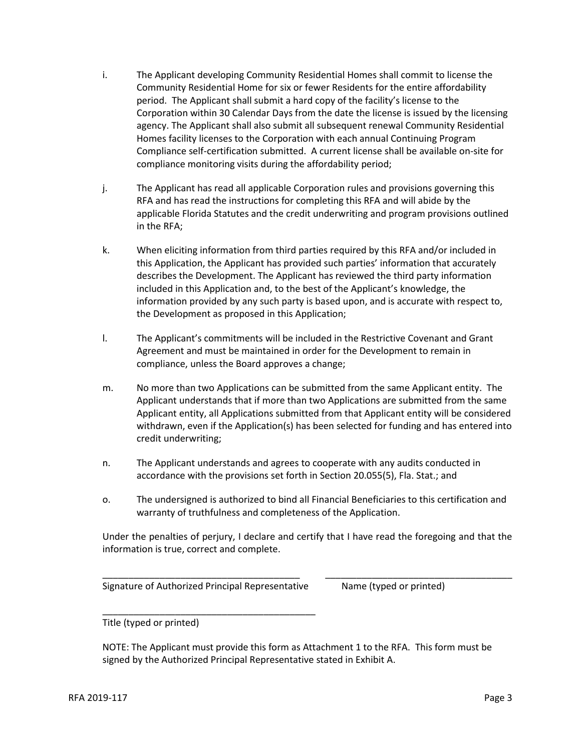i. The Applicant developing Community Residential Homes shall commit to license the Community Residential Home for six or fewer Residents for the entire affordability period. The Applicant shall submit a hard copy of the facility's license to the Corporation within 30 Calendar Days from the date the license is issued by the licensing agency. The Applicant shall also submit all subsequent renewal Community Residential Homes facility licenses to the Corporation with each annual Continuing Program Compliance self-certification submitted. A current license shall be available on-site for compliance monitoring visits during the affordability period;

j. The Applicant has read all applicable Corporation rules and provisions governing this RFA and has read the instructions for completing this RFA and will abide by the applicable Florida Statutes and the credit underwriting and program provisions outlined in the RFA;

k. When eliciting information from third parties required by this RFA and/or included in this Application, the Applicant has provided such parties' information that accurately describes the Development. The Applicant has reviewed the third party information included in this Application and, to the best of the Applicant's knowledge, the information provided by any such party is based upon, and is accurate with respect to, the Development as proposed in this Application;

l. The Applicant's commitments will be included in the Restrictive Covenant and Grant Agreement and must be maintained in order for the Development to remain in compliance, unless the Board approves a change;

m. No more than two Applications can be submitted from the same Applicant entity. The Applicant understands that if more than two Applications are submitted from the same Applicant entity, all Applications submitted from that Applicant entity will be considered withdrawn, even if the Application(s) has been selected for funding and has entered into credit underwriting;

n. The Applicant understands and agrees to cooperate with any audits conducted in accordance with the provisions set forth in Section 20.055(5), Fla. Stat.; and

o. The undersigned is authorized to bind all Financial Beneficiaries to this certification and warranty of truthfulness and completeness of the Application.

Under the penalties of perjury, I declare and certify that I have read the foregoing and that the information is true, correct and complete.

_______________________________________ ____________________________________
Signature of Authorized Principal Representative Name (typed or printed)

__________________________________________
Title (typed or printed)

NOTE: The Applicant must provide this form as Attachment 1 to the RFA. This form must be signed by the Authorized Principal Representative stated in Exhibit A.